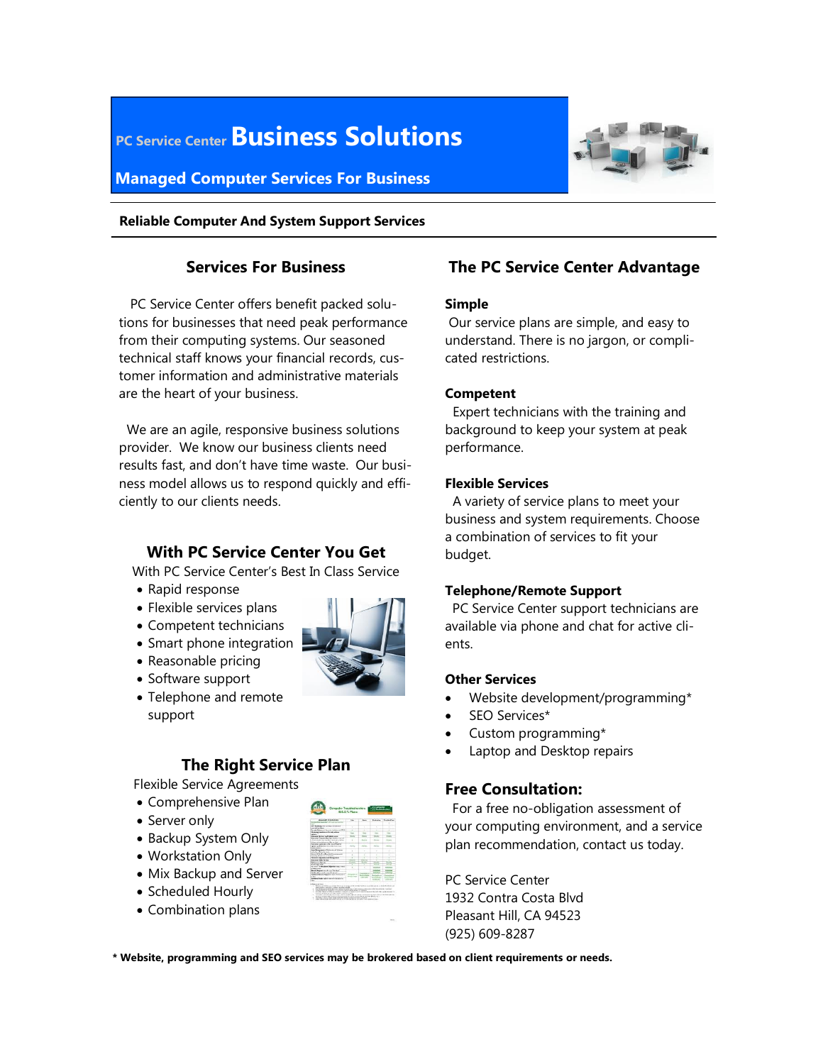# PC Service Center Business Solutions

## Managed Computer Services For Business

**Reliable Computer And System Support Services**

## Services For Business

PC Service Center offers benefit packed solutions for businesses that need peak performance from their computing systems. Our seasoned technical staff knows your financial records, customer information and administrative materials are the heart of your business.

We are an agile, responsive business solutions provider. We know our business clients need results fast, and don't have time waste. Our business model allows us to respond quickly and efficiently to our clients needs.

## With PC Service Center You Get

With PC Service Center's Best In Class Service

- Rapid response
- Flexible services plans
- Competent technicians
- Smart phone integration
- Reasonable pricing
- Software support
- Telephone and remote support

## The Right Service Plan

Flexible Service Agreements

- Comprehensive Plan
- Server only
- Backup System Only
- Workstation Only
- Mix Backup and Server
- Scheduled Hourly
- Combination plans

## The PC Service Center Advantage

**Simple**

Our service plans are simple, and easy to understand. There is no jargon, or complicated restrictions.

**Competent**

Expert technicians with the training and background to keep your system at peak performance.

**Flexible Services**

A variety of service plans to meet your business and system requirements. Choose a combination of services to fit your budget.

**Telephone/Remote Support**

PC Service Center support technicians are available via phone and chat for active clients.

**Other Services**

- Website development/programming*
- SEO Services*
- Custom programming*
- Laptop and Desktop repairs

## Free Consultation:

For a free no-obligation assessment of your computing environment, and a service plan recommendation, contact us today.

PC Service Center
1932 Contra Costa Blvd
Pleasant Hill, CA 94523
(925) 609-8287

**\* Website, programming and SEO services may be brokered based on client requirements or needs.**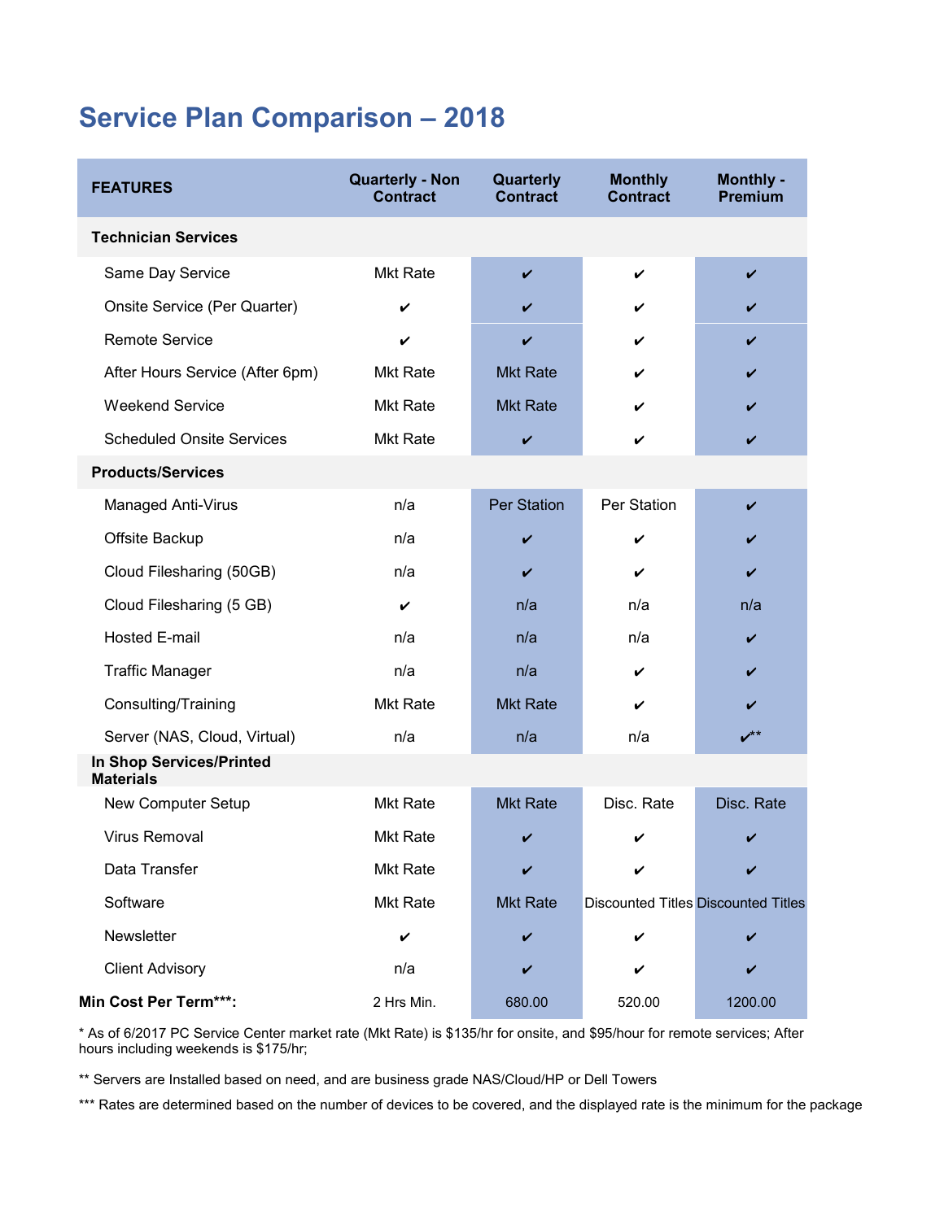# Service Plan Comparison – 2018

| FEATURES | Quarterly - Non Contract | Quarterly Contract | Monthly Contract | Monthly - Premium |
|---|---|---|---|---|
| **Technician Services** | | | | |
| Same Day Service | Mkt Rate | ✔ | ✔ | ✔ |
| Onsite Service (Per Quarter) | ✔ | ✔ | ✔ | ✔ |
| Remote Service | ✔ | ✔ | ✔ | ✔ |
| After Hours Service (After 6pm) | Mkt Rate | Mkt Rate | ✔ | ✔ |
| Weekend Service | Mkt Rate | Mkt Rate | ✔ | ✔ |
| Scheduled Onsite Services | Mkt Rate | ✔ | ✔ | ✔ |
| **Products/Services** | | | | |
| Managed Anti-Virus | n/a | Per Station | Per Station | ✔ |
| Offsite Backup | n/a | ✔ | ✔ | ✔ |
| Cloud Filesharing (50GB) | n/a | ✔ | ✔ | ✔ |
| Cloud Filesharing (5 GB) | ✔ | n/a | n/a | n/a |
| Hosted E-mail | n/a | n/a | n/a | ✔ |
| Traffic Manager | n/a | n/a | ✔ | ✔ |
| Consulting/Training | Mkt Rate | Mkt Rate | ✔ | ✔ |
| Server (NAS, Cloud, Virtual) | n/a | n/a | n/a | ✔** |
| **In Shop Services/Printed Materials** | | | | |
| New Computer Setup | Mkt Rate | Mkt Rate | Disc. Rate | Disc. Rate |
| Virus Removal | Mkt Rate | ✔ | ✔ | ✔ |
| Data Transfer | Mkt Rate | ✔ | ✔ | ✔ |
| Software | Mkt Rate | Mkt Rate | Discounted Titles | Discounted Titles |
| Newsletter | ✔ | ✔ | ✔ | ✔ |
| Client Advisory | n/a | ✔ | ✔ | ✔ |
| **Min Cost Per Term*****: | 2 Hrs Min. | 680.00 | 520.00 | 1200.00 |

* As of 6/2017 PC Service Center market rate (Mkt Rate) is $135/hr for onsite, and $95/hour for remote services; After hours including weekends is $175/hr;

** Servers are Installed based on need, and are business grade NAS/Cloud/HP or Dell Towers

*** Rates are determined based on the number of devices to be covered, and the displayed rate is the minimum for the package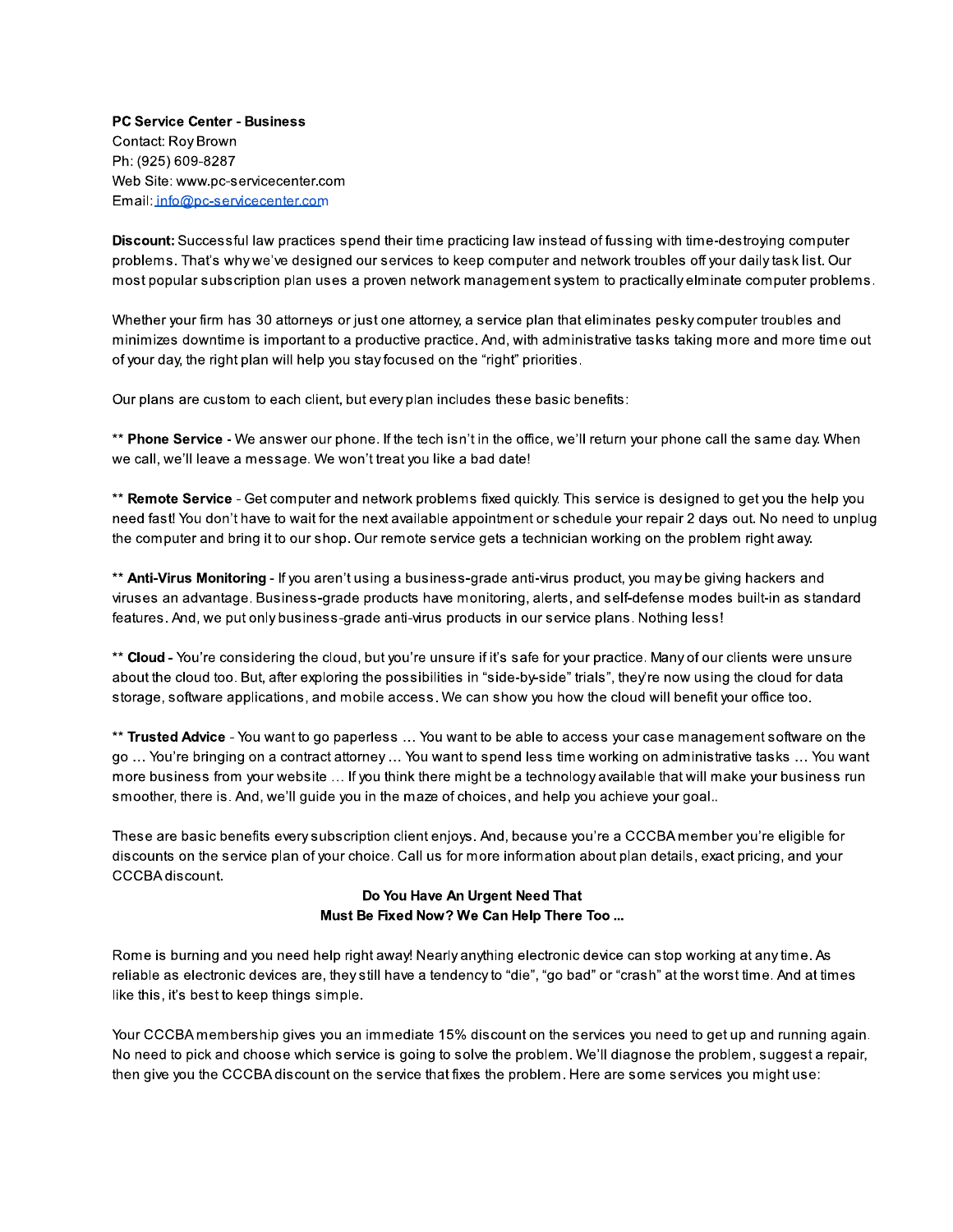**PC Service Center - Business**
Contact: Roy Brown
Ph: (925) 609-8287
Web Site: www.pc-servicecenter.com
Email: info@pc-servicecenter.com

**Discount:** Successful law practices spend their time practicing law instead of fussing with time-destroying computer problems. That's why we've designed our services to keep computer and network troubles off your daily task list. Our most popular subscription plan uses a proven network management system to practically elminate computer problems.

Whether your firm has 30 attorneys or just one attorney, a service plan that eliminates pesky computer troubles and minimizes downtime is important to a productive practice. And, with administrative tasks taking more and more time out of your day, the right plan will help you stay focused on the "right" priorities.

Our plans are custom to each client, but every plan includes these basic benefits:

** **Phone Service** - We answer our phone. If the tech isn't in the office, we'll return your phone call the same day. When we call, we'll leave a message. We won't treat you like a bad date!

** **Remote Service** - Get computer and network problems fixed quickly. This service is designed to get you the help you need fast! You don't have to wait for the next available appointment or schedule your repair 2 days out. No need to unplug the computer and bring it to our shop. Our remote service gets a technician working on the problem right away.

** **Anti-Virus Monitoring** - If you aren't using a business-grade anti-virus product, you may be giving hackers and viruses an advantage. Business-grade products have monitoring, alerts, and self-defense modes built-in as standard features. And, we put only business-grade anti-virus products in our service plans. Nothing less!

** **Cloud** - You're considering the cloud, but you're unsure if it's safe for your practice. Many of our clients were unsure about the cloud too. But, after exploring the possibilities in "side-by-side" trials", they're now using the cloud for data storage, software applications, and mobile access. We can show you how the cloud will benefit your office too.

** **Trusted Advice** - You want to go paperless … You want to be able to access your case management software on the go … You're bringing on a contract attorney … You want to spend less time working on administrative tasks … You want more business from your website … If you think there might be a technology available that will make your business run smoother, there is. And, we'll guide you in the maze of choices, and help you achieve your goal..

These are basic benefits every subscription client enjoys. And, because you're a CCCBA member you're eligible for discounts on the service plan of your choice. Call us for more information about plan details, exact pricing, and your CCCBA discount.

**Do You Have An Urgent Need That Must Be Fixed Now? We Can Help There Too ...**

Rome is burning and you need help right away! Nearly anything electronic device can stop working at any time. As reliable as electronic devices are, they still have a tendency to "die", "go bad" or "crash" at the worst time. And at times like this, it's best to keep things simple.

Your CCCBA membership gives you an immediate 15% discount on the services you need to get up and running again. No need to pick and choose which service is going to solve the problem. We'll diagnose the problem, suggest a repair, then give you the CCCBA discount on the service that fixes the problem. Here are some services you might use: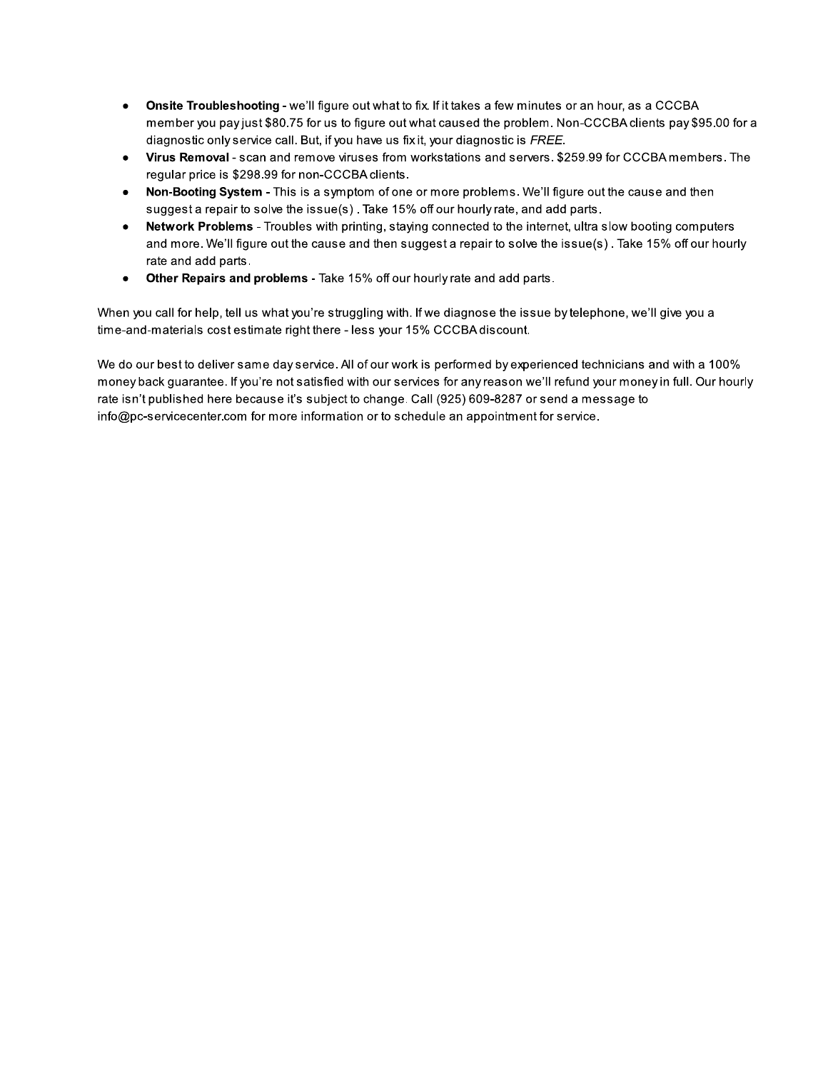- **Onsite Troubleshooting -** we'll figure out what to fix. If it takes a few minutes or an hour, as a CCCBA member you pay just $80.75 for us to figure out what caused the problem. Non-CCCBA clients pay $95.00 for a diagnostic only service call. But, if you have us fix it, your diagnostic is *FREE*.
- **Virus Removal** - scan and remove viruses from workstations and servers. $259.99 for CCCBA members. The regular price is $298.99 for non-CCCBA clients.
- **Non-Booting System -** This is a symptom of one or more problems. We'll figure out the cause and then suggest a repair to solve the issue(s) . Take 15% off our hourly rate, and add parts.
- **Network Problems** - Troubles with printing, staying connected to the internet, ultra slow booting computers and more. We'll figure out the cause and then suggest a repair to solve the issue(s) . Take 15% off our hourly rate and add parts.
- **Other Repairs and problems -** Take 15% off our hourly rate and add parts.

When you call for help, tell us what you're struggling with. If we diagnose the issue by telephone, we'll give you a time-and-materials cost estimate right there - less your 15% CCCBA discount.

We do our best to deliver same day service. All of our work is performed by experienced technicians and with a 100% money back guarantee. If you're not satisfied with our services for any reason we'll refund your money in full. Our hourly rate isn't published here because it's subject to change. Call (925) 609-8287 or send a message to info@pc-servicecenter.com for more information or to schedule an appointment for service.